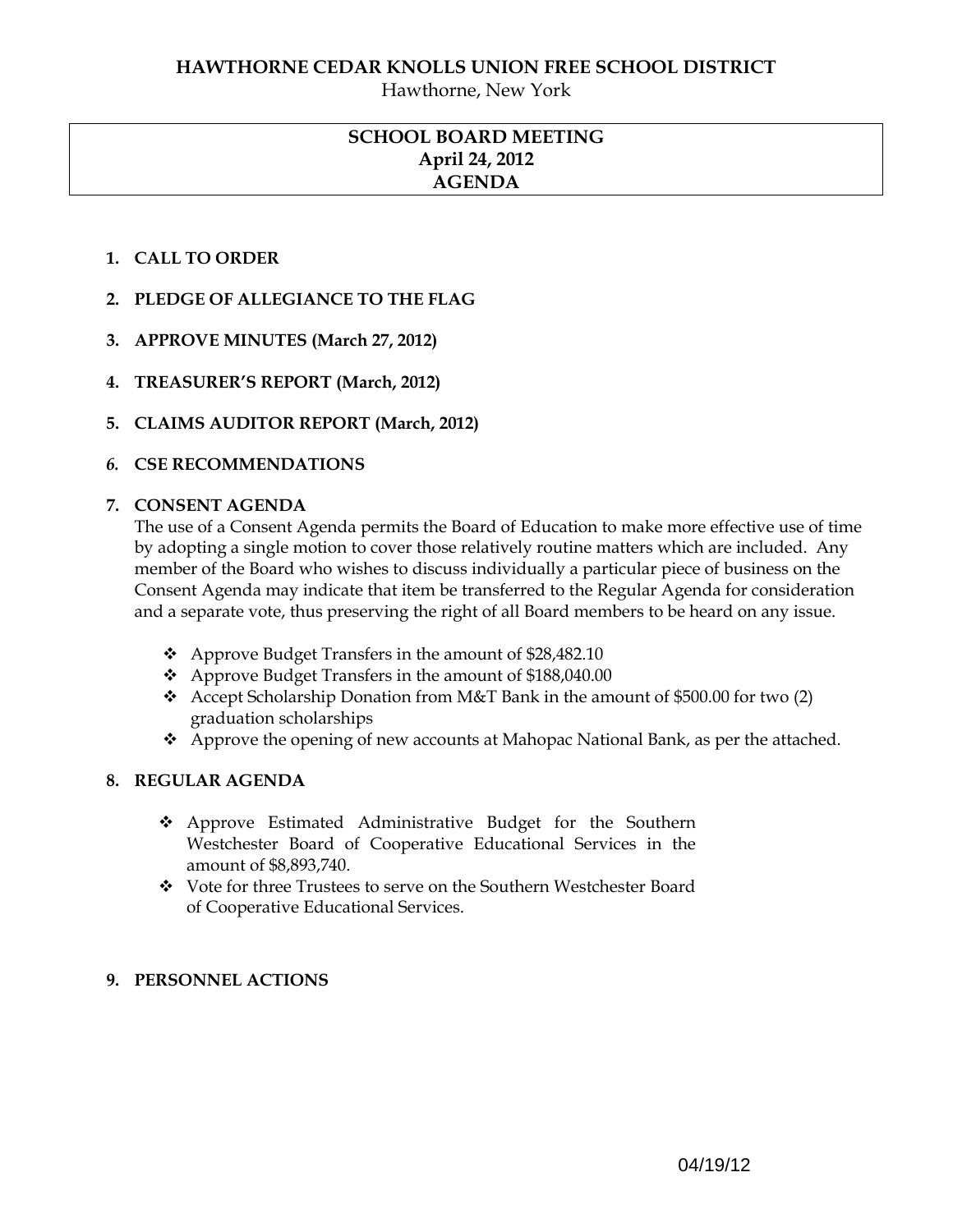# HAWTHORNE CEDAR KNOLLS UNION FREE SCHOOL DISTRICT

Hawthorne, New York

## SCHOOL BOARD MEETING
## April 24, 2012
## AGENDA

1. **CALL TO ORDER**

2. **PLEDGE OF ALLEGIANCE TO THE FLAG**

3. **APPROVE MINUTES (March 27, 2012)**

4. **TREASURER'S REPORT (March, 2012)**

5. **CLAIMS AUDITOR REPORT (March, 2012)**

6. **CSE RECOMMENDATIONS**

7. **CONSENT AGENDA**

   The use of a Consent Agenda permits the Board of Education to make more effective use of time by adopting a single motion to cover those relatively routine matters which are included. Any member of the Board who wishes to discuss individually a particular piece of business on the Consent Agenda may indicate that item be transferred to the Regular Agenda for consideration and a separate vote, thus preserving the right of all Board members to be heard on any issue.

   - Approve Budget Transfers in the amount of $28,482.10
   - Approve Budget Transfers in the amount of $188,040.00
   - Accept Scholarship Donation from M&T Bank in the amount of $500.00 for two (2) graduation scholarships
   - Approve the opening of new accounts at Mahopac National Bank, as per the attached.

8. **REGULAR AGENDA**

   - Approve Estimated Administrative Budget for the Southern Westchester Board of Cooperative Educational Services in the amount of $8,893,740.
   - Vote for three Trustees to serve on the Southern Westchester Board of Cooperative Educational Services.

9. **PERSONNEL ACTIONS**

04/19/12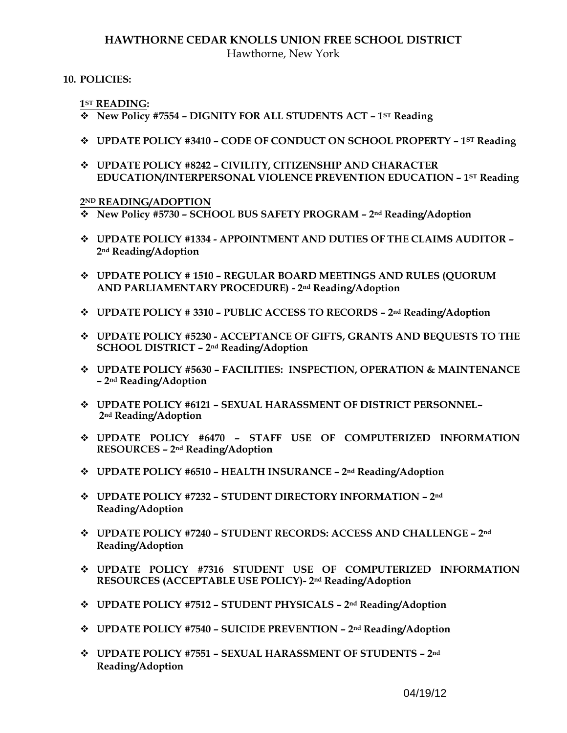**HAWTHORNE CEDAR KNOLLS UNION FREE SCHOOL DISTRICT**
Hawthorne, New York

## 10. POLICIES:

**1ST READING:**

- **New Policy #7554 – DIGNITY FOR ALL STUDENTS ACT – 1ST Reading**
- **UPDATE POLICY #3410 – CODE OF CONDUCT ON SCHOOL PROPERTY – 1ST Reading**
- **UPDATE POLICY #8242 – CIVILITY, CITIZENSHIP AND CHARACTER EDUCATION/INTERPERSONAL VIOLENCE PREVENTION EDUCATION – 1ST Reading**

**2ND READING/ADOPTION**

- **New Policy #5730 – SCHOOL BUS SAFETY PROGRAM – 2nd Reading/Adoption**
- **UPDATE POLICY #1334 - APPOINTMENT AND DUTIES OF THE CLAIMS AUDITOR – 2nd Reading/Adoption**
- **UPDATE POLICY # 1510 – REGULAR BOARD MEETINGS AND RULES (QUORUM AND PARLIAMENTARY PROCEDURE) - 2nd Reading/Adoption**
- **UPDATE POLICY # 3310 – PUBLIC ACCESS TO RECORDS – 2nd Reading/Adoption**
- **UPDATE POLICY #5230 - ACCEPTANCE OF GIFTS, GRANTS AND BEQUESTS TO THE SCHOOL DISTRICT – 2nd Reading/Adoption**
- **UPDATE POLICY #5630 – FACILITIES: INSPECTION, OPERATION & MAINTENANCE – 2nd Reading/Adoption**
- **UPDATE POLICY #6121 – SEXUAL HARASSMENT OF DISTRICT PERSONNEL– 2nd Reading/Adoption**
- **UPDATE POLICY #6470 – STAFF USE OF COMPUTERIZED INFORMATION RESOURCES – 2nd Reading/Adoption**
- **UPDATE POLICY #6510 – HEALTH INSURANCE – 2nd Reading/Adoption**
- **UPDATE POLICY #7232 – STUDENT DIRECTORY INFORMATION – 2nd Reading/Adoption**
- **UPDATE POLICY #7240 – STUDENT RECORDS: ACCESS AND CHALLENGE – 2nd Reading/Adoption**
- **UPDATE POLICY #7316 STUDENT USE OF COMPUTERIZED INFORMATION RESOURCES (ACCEPTABLE USE POLICY)- 2nd Reading/Adoption**
- **UPDATE POLICY #7512 – STUDENT PHYSICALS – 2nd Reading/Adoption**
- **UPDATE POLICY #7540 – SUICIDE PREVENTION – 2nd Reading/Adoption**
- **UPDATE POLICY #7551 – SEXUAL HARASSMENT OF STUDENTS – 2nd Reading/Adoption**

04/19/12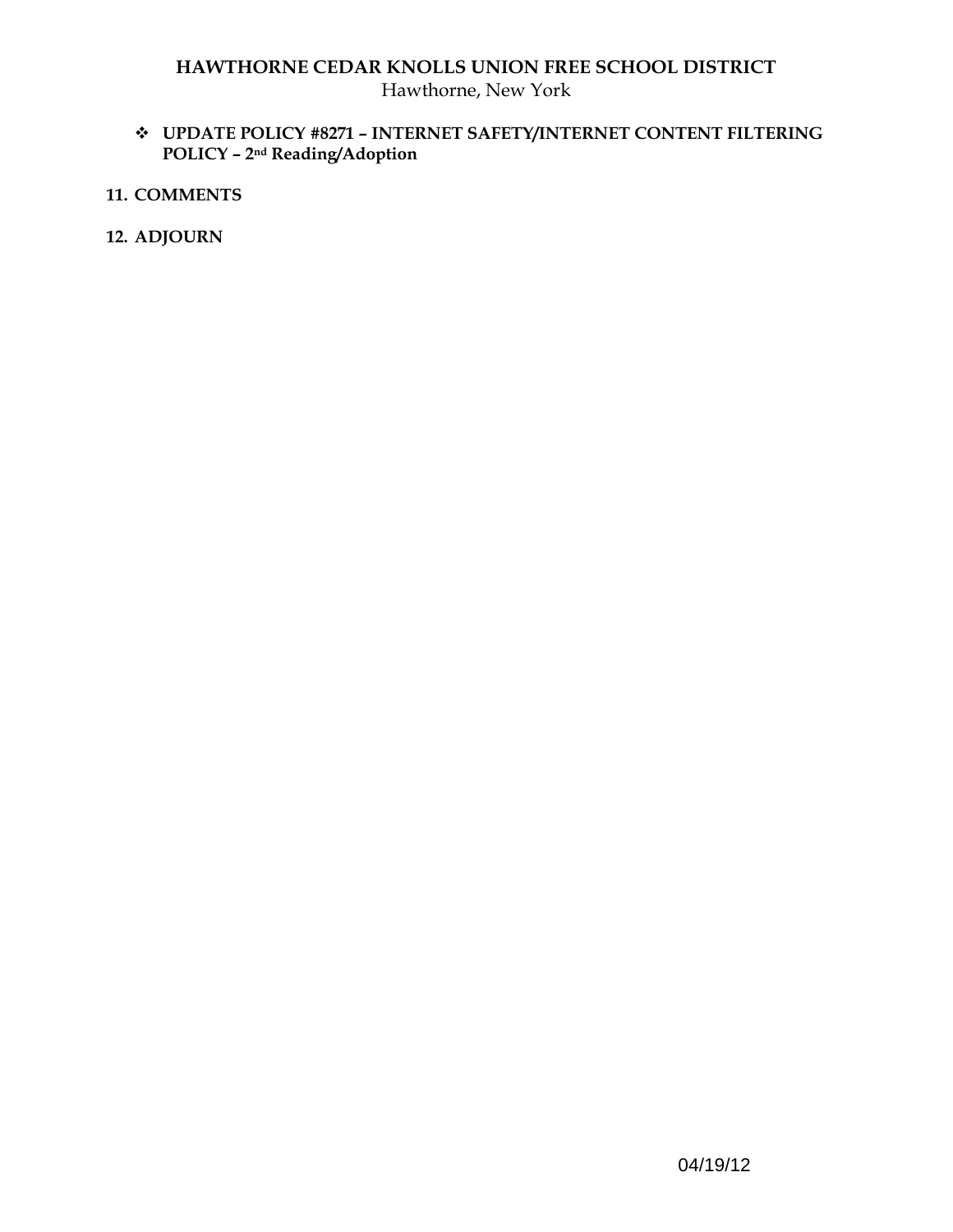**HAWTHORNE CEDAR KNOLLS UNION FREE SCHOOL DISTRICT**
Hawthorne, New York

- **UPDATE POLICY #8271 – INTERNET SAFETY/INTERNET CONTENT FILTERING POLICY – 2nd Reading/Adoption**

**11. COMMENTS**

**12. ADJOURN**

04/19/12